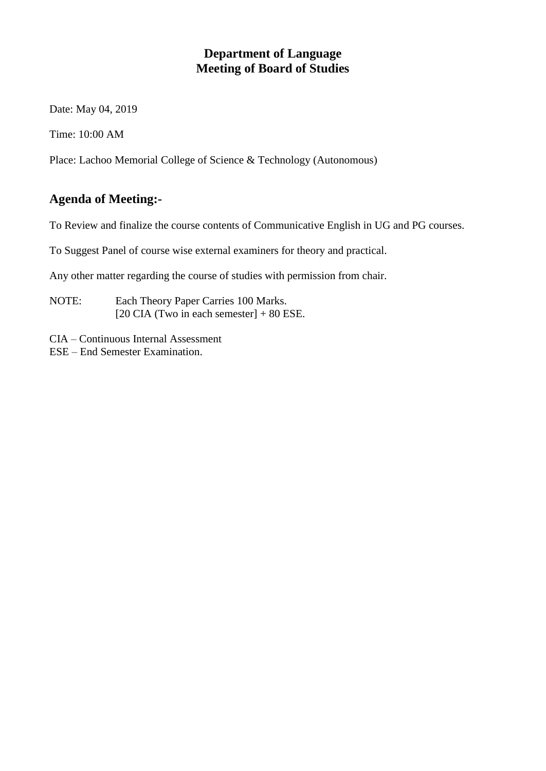# Department of Language
# Meeting of Board of Studies

Date: May 04, 2019

Time: 10:00 AM

Place: Lachoo Memorial College of Science & Technology (Autonomous)

## Agenda of Meeting:-

To Review and finalize the course contents of Communicative English in UG and PG courses.

To Suggest Panel of course wise external examiners for theory and practical.

Any other matter regarding the course of studies with permission from chair.

NOTE: Each Theory Paper Carries 100 Marks.
[20 CIA (Two in each semester] + 80 ESE.

CIA – Continuous Internal Assessment
ESE – End Semester Examination.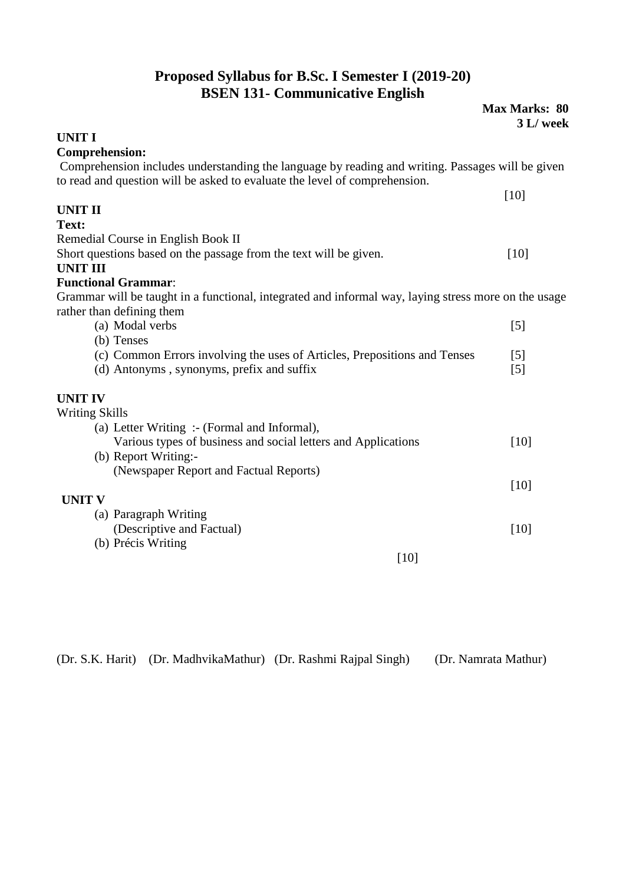## Proposed Syllabus for B.Sc. I Semester I (2019-20)
## BSEN 131- Communicative English

**Max Marks: 80**
**3 L/ week**

**UNIT I**

**Comprehension:**

Comprehension includes understanding the language by reading and writing. Passages will be given to read and question will be asked to evaluate the level of comprehension. [10]

**UNIT II**

**Text:**

Remedial Course in English Book II

Short questions based on the passage from the text will be given. [10]

**UNIT III**

**Functional Grammar**:

Grammar will be taught in a functional, integrated and informal way, laying stress more on the usage rather than defining them

(a) Modal verbs [5]
(b) Tenses
(c) Common Errors involving the uses of Articles, Prepositions and Tenses [5]
(d) Antonyms , synonyms, prefix and suffix [5]

**UNIT IV**

Writing Skills

(a) Letter Writing :- (Formal and Informal), Various types of business and social letters and Applications [10]
(b) Report Writing:- (Newspaper Report and Factual Reports) [10]

**UNIT V**

(a) Paragraph Writing (Descriptive and Factual) [10]
(b) Précis Writing [10]

(Dr. S.K. Harit) (Dr. MadhvikaMathur) (Dr. Rashmi Rajpal Singh) (Dr. Namrata Mathur)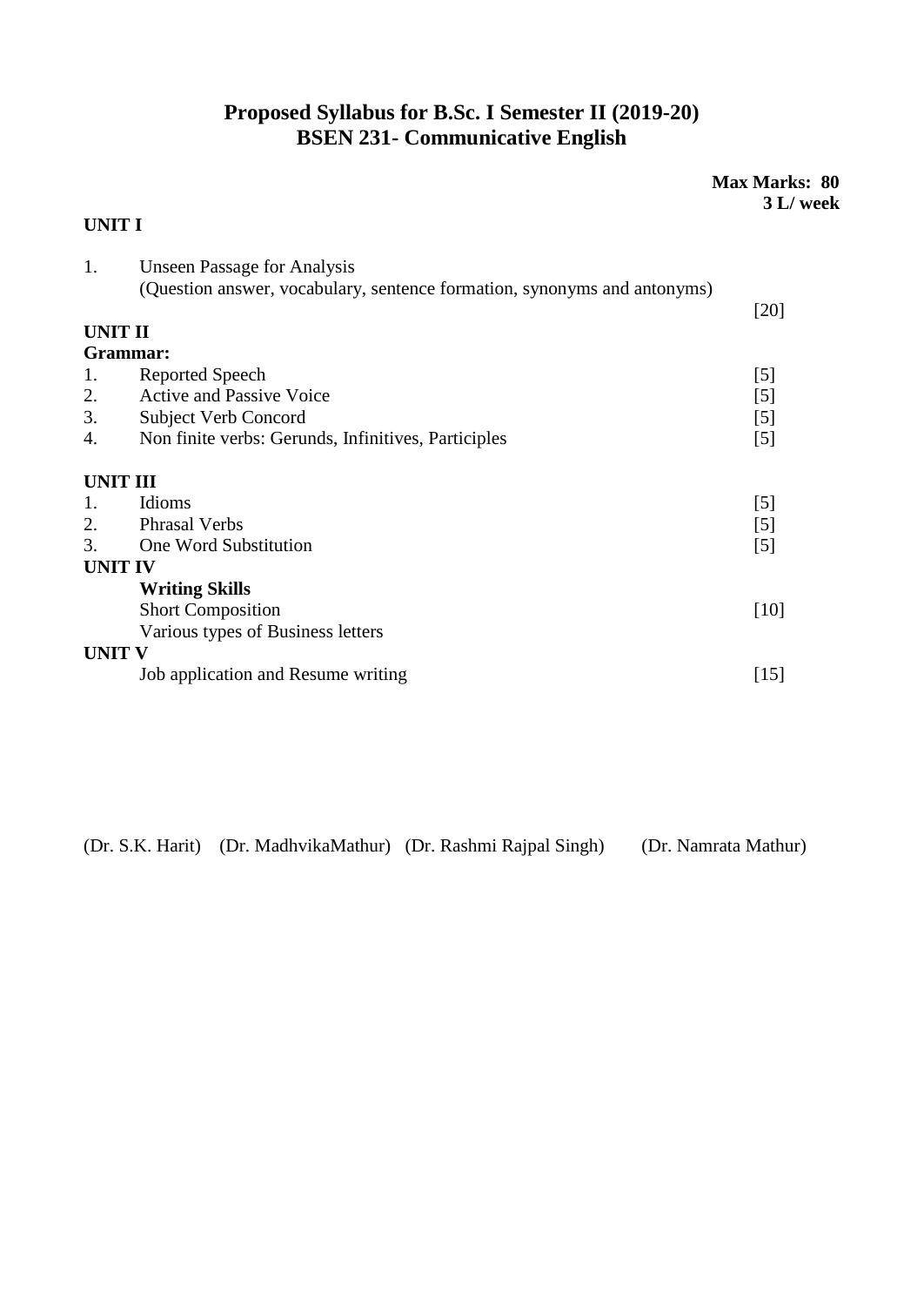# Proposed Syllabus for B.Sc. I Semester II (2019-20)
## BSEN 231- Communicative English

**Max Marks: 80**
**3 L/ week**

**UNIT I**

1. Unseen Passage for Analysis
   (Question answer, vocabulary, sentence formation, synonyms and antonyms) [20]

**UNIT II**

**Grammar:**

1. Reported Speech [5]
2. Active and Passive Voice [5]
3. Subject Verb Concord [5]
4. Non finite verbs: Gerunds, Infinitives, Participles [5]

**UNIT III**

1. Idioms [5]
2. Phrasal Verbs [5]
3. One Word Substitution [5]

**UNIT IV**

**Writing Skills**

Short Composition [10]
Various types of Business letters

**UNIT V**

Job application and Resume writing [15]

(Dr. S.K. Harit) (Dr. MadhvikaMathur) (Dr. Rashmi Rajpal Singh) (Dr. Namrata Mathur)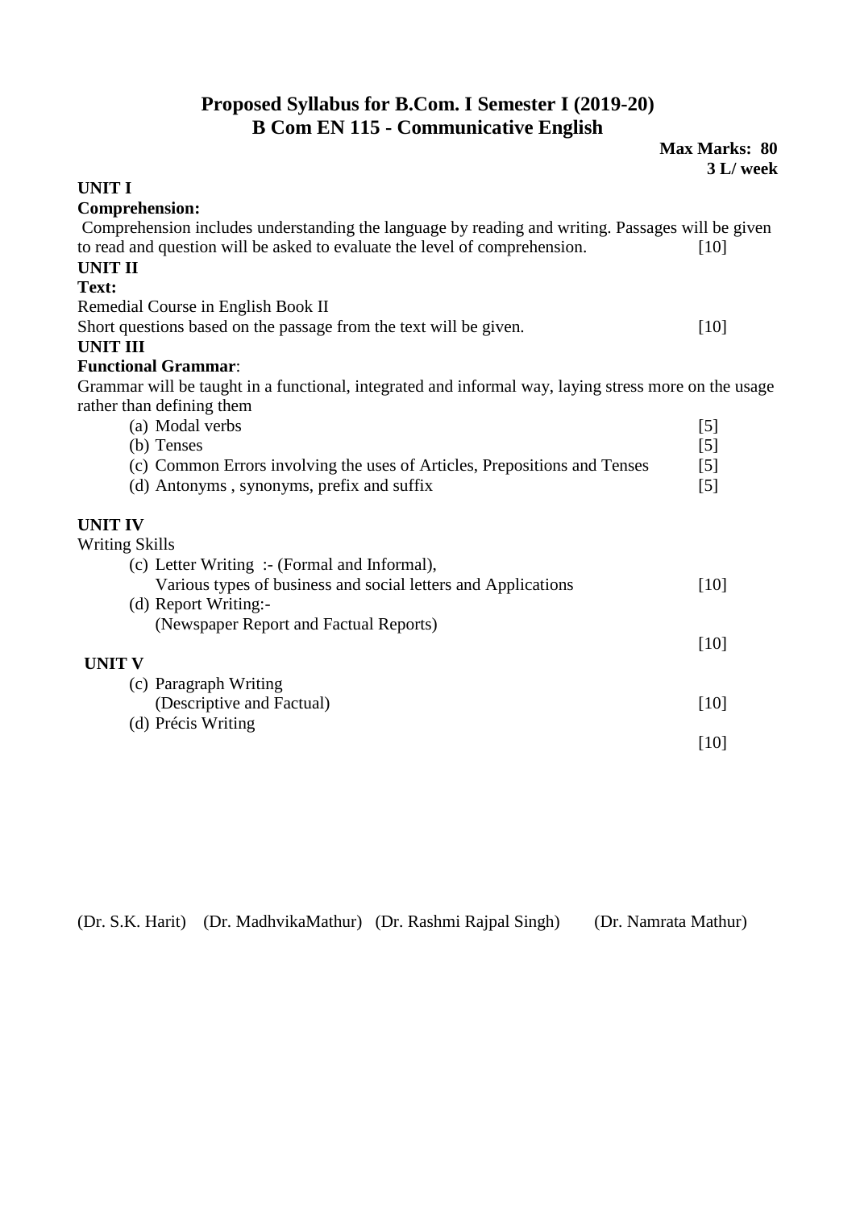# Proposed Syllabus for B.Com. I Semester I (2019-20)
## B Com EN 115 - Communicative English

**Max Marks: 80**
**3 L/ week**

**UNIT I**

**Comprehension:**

Comprehension includes understanding the language by reading and writing. Passages will be given to read and question will be asked to evaluate the level of comprehension. [10]

**UNIT II**

**Text:**

Remedial Course in English Book II

Short questions based on the passage from the text will be given. [10]

**UNIT III**

**Functional Grammar**:

Grammar will be taught in a functional, integrated and informal way, laying stress more on the usage rather than defining them

(a) Modal verbs [5]
(b) Tenses [5]
(c) Common Errors involving the uses of Articles, Prepositions and Tenses [5]
(d) Antonyms , synonyms, prefix and suffix [5]

**UNIT IV**

Writing Skills

(c) Letter Writing :- (Formal and Informal),
Various types of business and social letters and Applications [10]
(d) Report Writing:-
(Newspaper Report and Factual Reports) [10]

**UNIT V**

(c) Paragraph Writing
(Descriptive and Factual) [10]
(d) Précis Writing [10]

(Dr. S.K. Harit) (Dr. MadhvikaMathur) (Dr. Rashmi Rajpal Singh) (Dr. Namrata Mathur)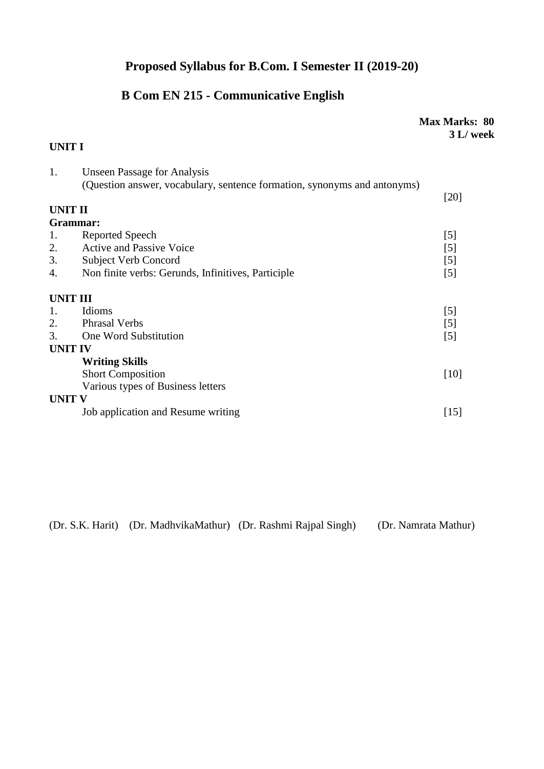# Proposed Syllabus for B.Com. I Semester II (2019-20)

## B Com EN 215 - Communicative English

**Max Marks: 80**
**3 L/ week**

**UNIT I**

| | | |
|---|---|---|
| 1. | Unseen Passage for Analysis<br>(Question answer, vocabulary, sentence formation, synonyms and antonyms) | [20] |

**UNIT II**

**Grammar:**

| | | |
|---|---|---|
| 1. | Reported Speech | [5] |
| 2. | Active and Passive Voice | [5] |
| 3. | Subject Verb Concord | [5] |
| 4. | Non finite verbs: Gerunds, Infinitives, Participle | [5] |

**UNIT III**

| | | |
|---|---|---|
| 1. | Idioms | [5] |
| 2. | Phrasal Verbs | [5] |
| 3. | One Word Substitution | [5] |

**UNIT IV**

**Writing Skills**

| | |
|---|---|
| Short Composition | [10] |
| Various types of Business letters | |

**UNIT V**

| | |
|---|---|
| Job application and Resume writing | [15] |

(Dr. S.K. Harit) (Dr. MadhvikaMathur) (Dr. Rashmi Rajpal Singh) (Dr. Namrata Mathur)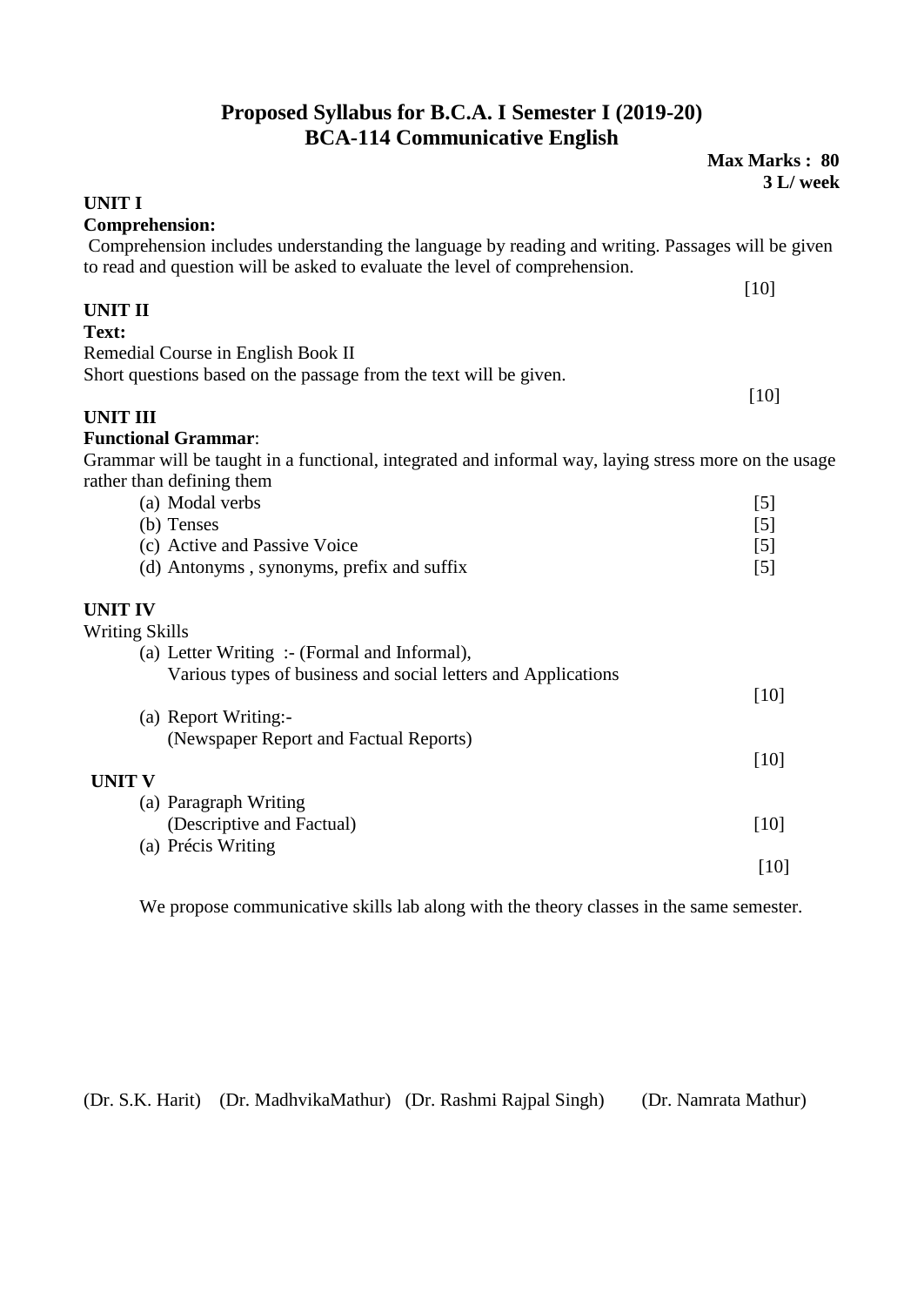# Proposed Syllabus for B.C.A. I Semester I (2019-20)
## BCA-114 Communicative English

**Max Marks : 80**
**3 L/ week**

**UNIT I**

**Comprehension:**

Comprehension includes understanding the language by reading and writing. Passages will be given to read and question will be asked to evaluate the level of comprehension.

[10]

**UNIT II**

**Text:**

Remedial Course in English Book II

Short questions based on the passage from the text will be given.

[10]

**UNIT III**

**Functional Grammar**:

Grammar will be taught in a functional, integrated and informal way, laying stress more on the usage rather than defining them

(a) Modal verbs [5]
(b) Tenses [5]
(c) Active and Passive Voice [5]
(d) Antonyms , synonyms, prefix and suffix [5]

**UNIT IV**

Writing Skills

(a) Letter Writing :- (Formal and Informal),
Various types of business and social letters and Applications

[10]

(a) Report Writing:-
(Newspaper Report and Factual Reports)

[10]

**UNIT V**

(a) Paragraph Writing
(Descriptive and Factual) [10]

(a) Précis Writing

[10]

We propose communicative skills lab along with the theory classes in the same semester.

(Dr. S.K. Harit) (Dr. MadhvikaMathur) (Dr. Rashmi Rajpal Singh) (Dr. Namrata Mathur)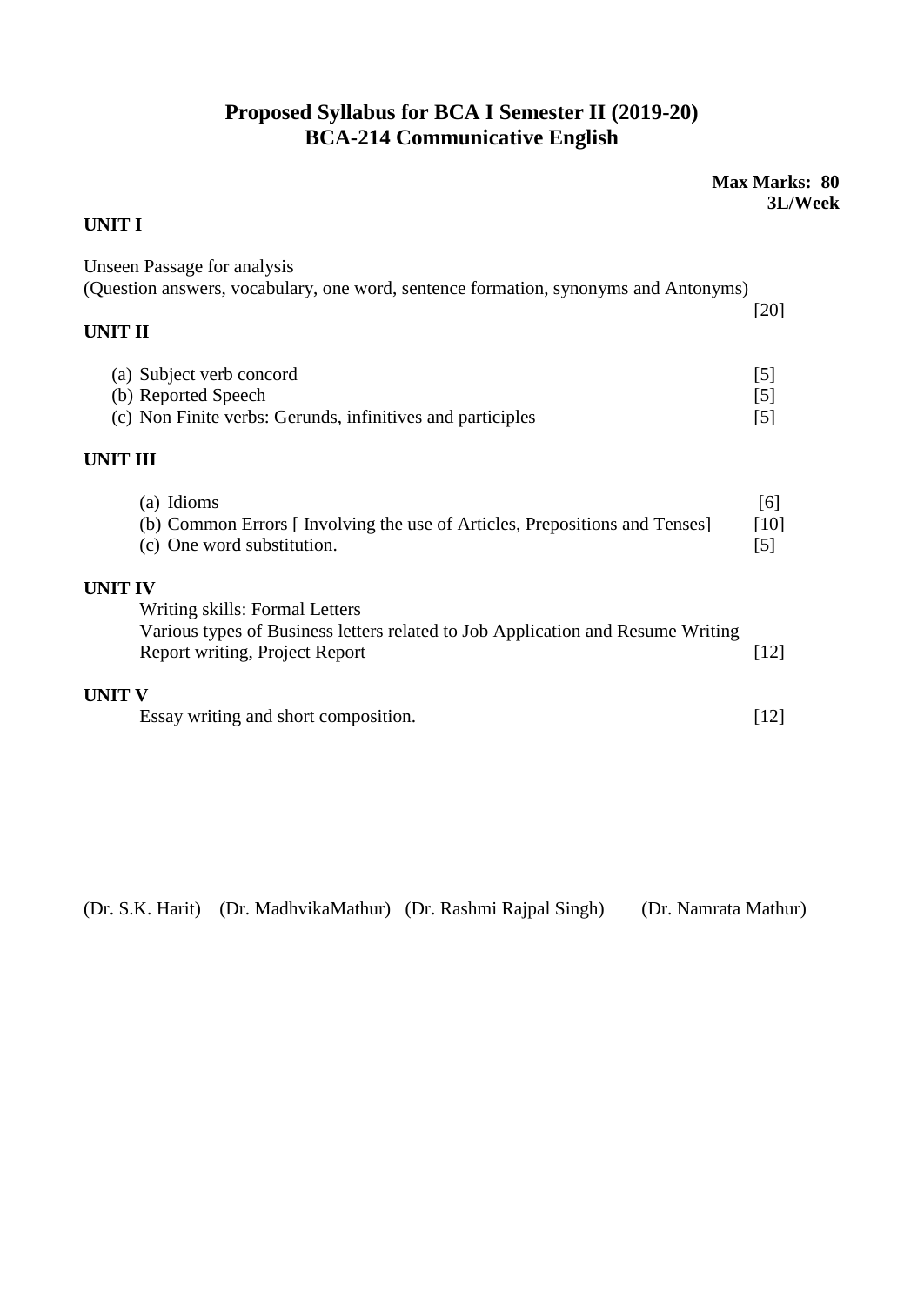# Proposed Syllabus for BCA I Semester II (2019-20)
## BCA-214 Communicative English

**Max Marks: 80**
**3L/Week**

**UNIT I**

Unseen Passage for analysis
(Question answers, vocabulary, one word, sentence formation, synonyms and Antonyms) [20]

**UNIT II**

(a) Subject verb concord [5]
(b) Reported Speech [5]
(c) Non Finite verbs: Gerunds, infinitives and participles [5]

**UNIT III**

(a) Idioms [6]
(b) Common Errors [ Involving the use of Articles, Prepositions and Tenses] [10]
(c) One word substitution. [5]

**UNIT IV**

Writing skills: Formal Letters
Various types of Business letters related to Job Application and Resume Writing
Report writing, Project Report [12]

**UNIT V**

Essay writing and short composition. [12]

(Dr. S.K. Harit) (Dr. MadhvikaMathur) (Dr. Rashmi Rajpal Singh) (Dr. Namrata Mathur)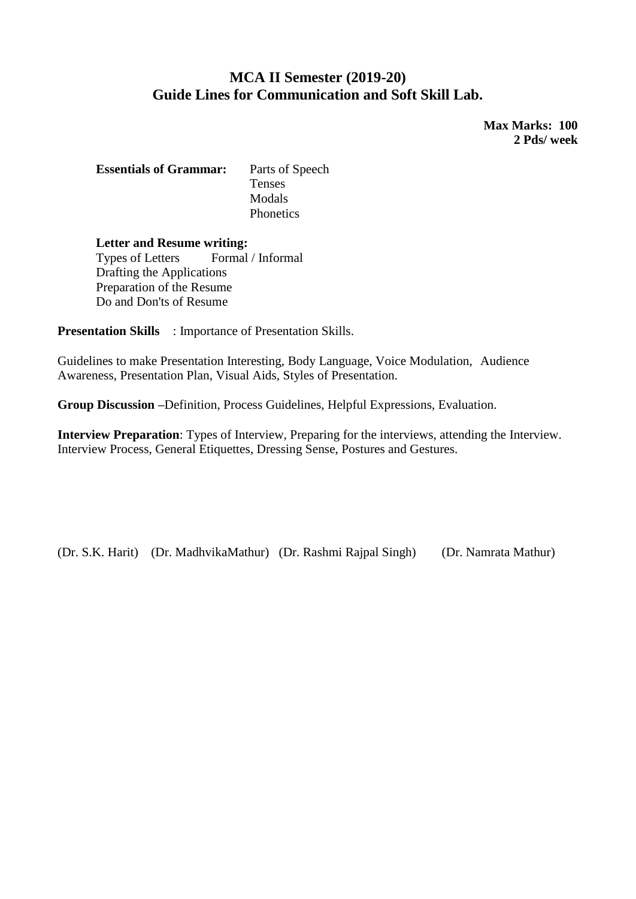## MCA II Semester (2019-20)
## Guide Lines for Communication and Soft Skill Lab.

**Max Marks: 100**
**2 Pds/ week**

**Essentials of Grammar:**
- Parts of Speech
- Tenses
- Modals
- Phonetics

**Letter and Resume writing:**

Types of Letters Formal / Informal
Drafting the Applications
Preparation of the Resume
Do and Don'ts of Resume

**Presentation Skills** : Importance of Presentation Skills.

Guidelines to make Presentation Interesting, Body Language, Voice Modulation, Audience Awareness, Presentation Plan, Visual Aids, Styles of Presentation.

**Group Discussion –**Definition, Process Guidelines, Helpful Expressions, Evaluation.

**Interview Preparation**: Types of Interview, Preparing for the interviews, attending the Interview. Interview Process, General Etiquettes, Dressing Sense, Postures and Gestures.

(Dr. S.K. Harit) (Dr. MadhvikaMathur) (Dr. Rashmi Rajpal Singh) (Dr. Namrata Mathur)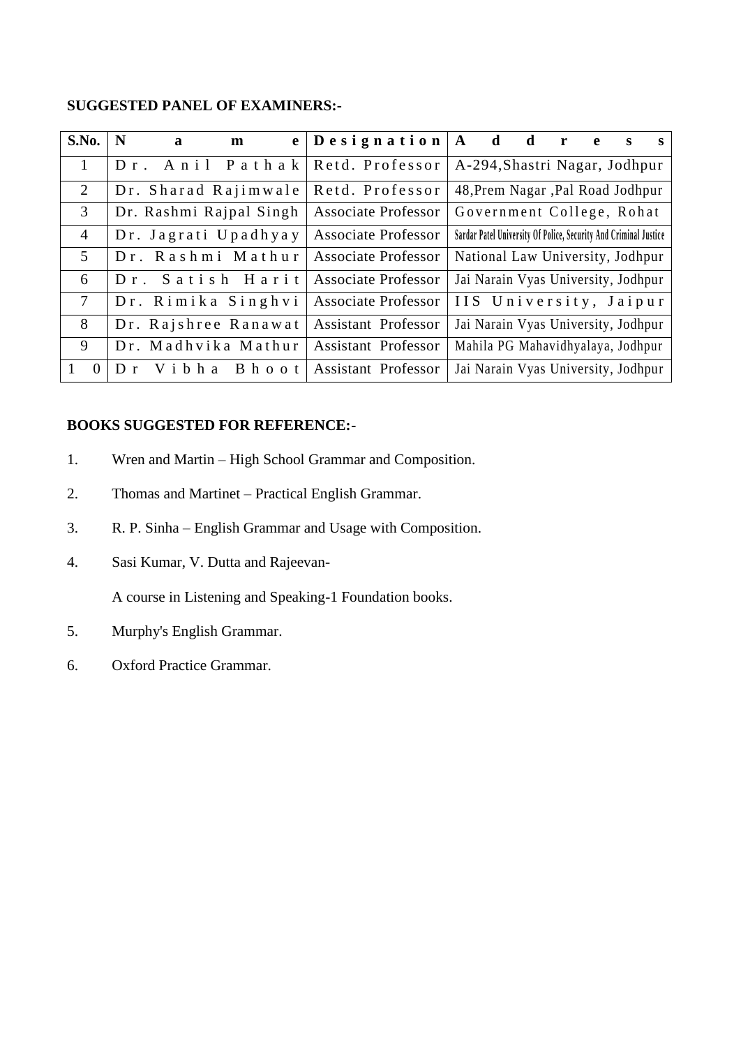**SUGGESTED PANEL OF EXAMINERS:-**

| S.No. | Name | Designation | Address |
|---|---|---|---|
| 1 | Dr. Anil Pathak | Retd. Professor | A-294,Shastri Nagar, Jodhpur |
| 2 | Dr. Sharad Rajimwale | Retd. Professor | 48,Prem Nagar ,Pal Road Jodhpur |
| 3 | Dr. Rashmi Rajpal Singh | Associate Professor | Government College, Rohat |
| 4 | Dr. Jagrati Upadhyay | Associate Professor | Sardar Patel University Of Police, Security And Criminal Justice |
| 5 | Dr. Rashmi Mathur | Associate Professor | National Law University, Jodhpur |
| 6 | Dr. Satish Harit | Associate Professor | Jai Narain Vyas University, Jodhpur |
| 7 | Dr. Rimika Singhvi | Associate Professor | IIS University, Jaipur |
| 8 | Dr. Rajshree Ranawat | Assistant Professor | Jai Narain Vyas University, Jodhpur |
| 9 | Dr. Madhvika Mathur | Assistant Professor | Mahila PG Mahavidhyalaya, Jodhpur |
| 10 | Dr Vibha Bhoot | Assistant Professor | Jai Narain Vyas University, Jodhpur |

**BOOKS SUGGESTED FOR REFERENCE:-**

1. Wren and Martin – High School Grammar and Composition.
2. Thomas and Martinet – Practical English Grammar.
3. R. P. Sinha – English Grammar and Usage with Composition.
4. Sasi Kumar, V. Dutta and Rajeevan-

   A course in Listening and Speaking-1 Foundation books.
5. Murphy's English Grammar.
6. Oxford Practice Grammar.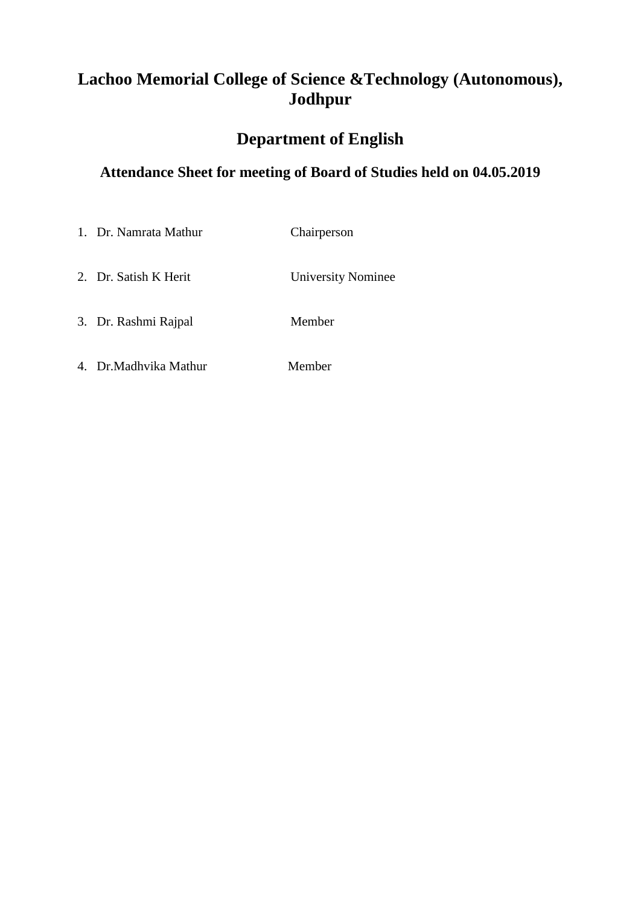# Lachoo Memorial College of Science &Technology (Autonomous), Jodhpur

## Department of English

### Attendance Sheet for meeting of Board of Studies held on 04.05.2019

1. Dr. Namrata Mathur Chairperson
2. Dr. Satish K Herit University Nominee
3. Dr. Rashmi Rajpal Member
4. Dr.Madhvika Mathur Member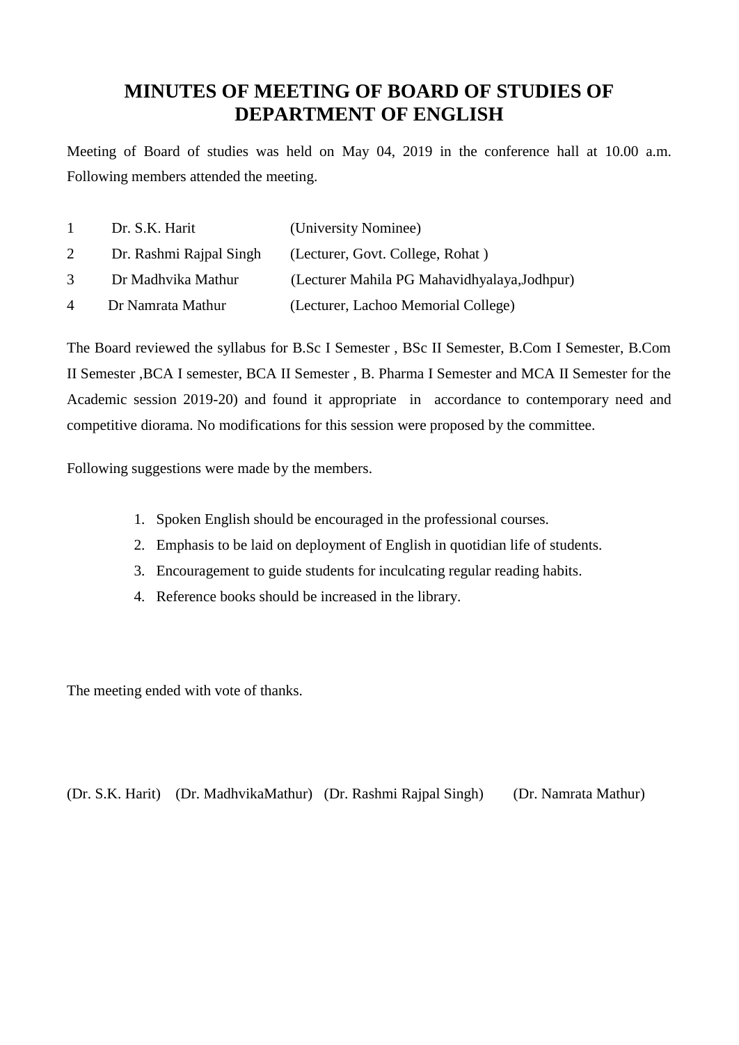# MINUTES OF MEETING OF BOARD OF STUDIES OF DEPARTMENT OF ENGLISH

Meeting of Board of studies was held on May 04, 2019 in the conference hall at 10.00 a.m. Following members attended the meeting.

| | | |
|---|---|---|
| 1 | Dr. S.K. Harit | (University Nominee) |
| 2 | Dr. Rashmi Rajpal Singh | (Lecturer, Govt. College, Rohat ) |
| 3 | Dr Madhvika Mathur | (Lecturer Mahila PG Mahavidhyalaya,Jodhpur) |
| 4 | Dr Namrata Mathur | (Lecturer, Lachoo Memorial College) |

The Board reviewed the syllabus for B.Sc I Semester , BSc II Semester, B.Com I Semester, B.Com II Semester ,BCA I semester, BCA II Semester , B. Pharma I Semester and MCA II Semester for the Academic session 2019-20) and found it appropriate in accordance to contemporary need and competitive diorama. No modifications for this session were proposed by the committee.

Following suggestions were made by the members.

1. Spoken English should be encouraged in the professional courses.
2. Emphasis to be laid on deployment of English in quotidian life of students.
3. Encouragement to guide students for inculcating regular reading habits.
4. Reference books should be increased in the library.

The meeting ended with vote of thanks.

(Dr. S.K. Harit) (Dr. MadhvikaMathur) (Dr. Rashmi Rajpal Singh) (Dr. Namrata Mathur)